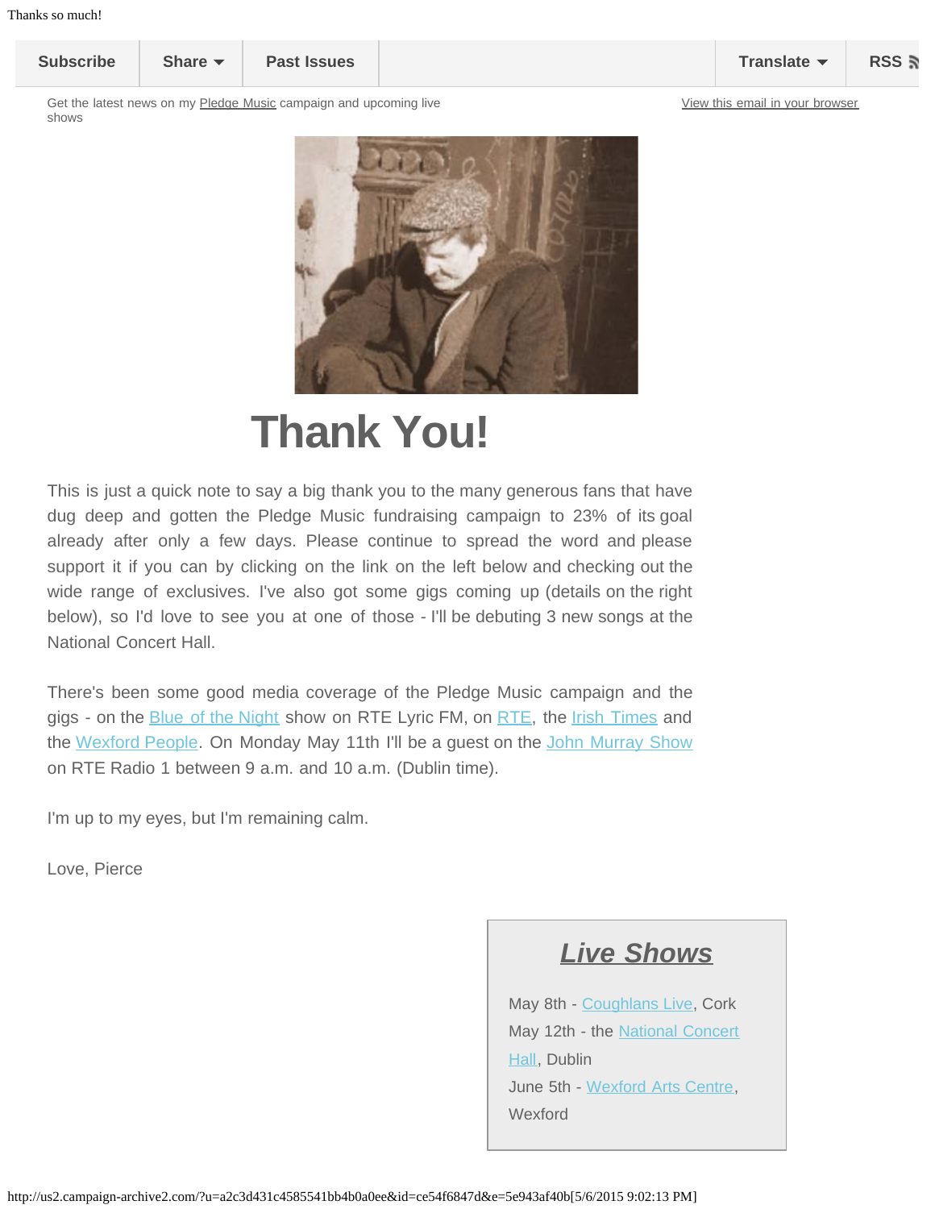Subscribe | Share | Past Issues | Translate | RSS

Get the latest news on my Pledge Music campaign and upcoming live shows

View this email in your browser

# Thank You!

This is just a quick note to say a big thank you to the many generous fans that have dug deep and gotten the Pledge Music fundraising campaign to 23% of its goal already after only a few days. Please continue to spread the word and please support it if you can by clicking on the link on the left below and checking out the wide range of exclusives. I've also got some gigs coming up (details on the right below), so I'd love to see you at one of those - I'll be debuting 3 new songs at the National Concert Hall.

There's been some good media coverage of the Pledge Music campaign and the gigs - on the Blue of the Night show on RTE Lyric FM, on RTE, the Irish Times and the Wexford People. On Monday May 11th I'll be a guest on the John Murray Show on RTE Radio 1 between 9 a.m. and 10 a.m. (Dublin time).

I'm up to my eyes, but I'm remaining calm.

Love, Pierce

## *Live Shows*

May 8th - Coughlans Live, Cork
May 12th - the National Concert Hall, Dublin
June 5th - Wexford Arts Centre, Wexford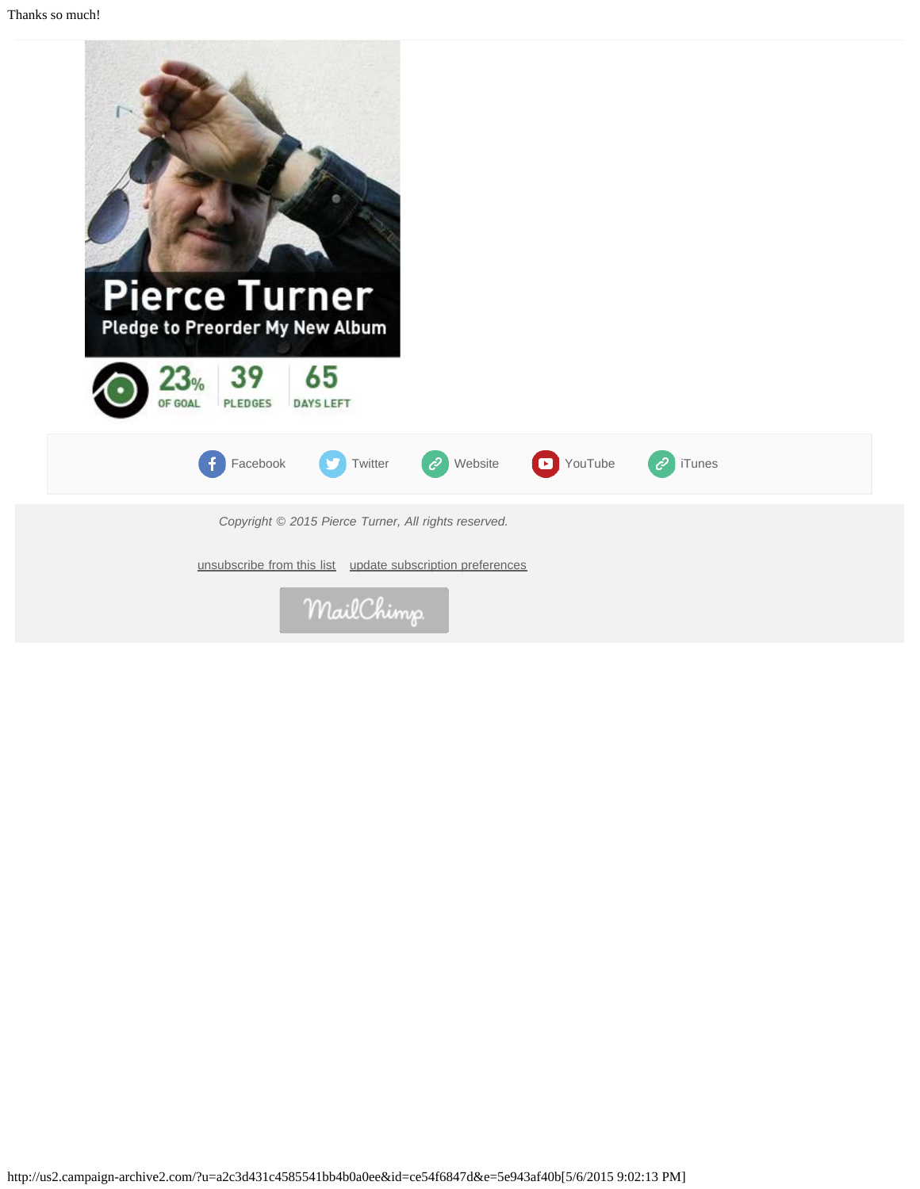Thanks so much!

Pierce Turner

Pledge to Preorder My New Album

23% OF GOAL | 39 PLEDGES | 65 DAYS LEFT

Facebook Twitter Website YouTube iTunes

*Copyright © 2015 Pierce Turner, All rights reserved.*

unsubscribe from this list update subscription preferences

MailChimp